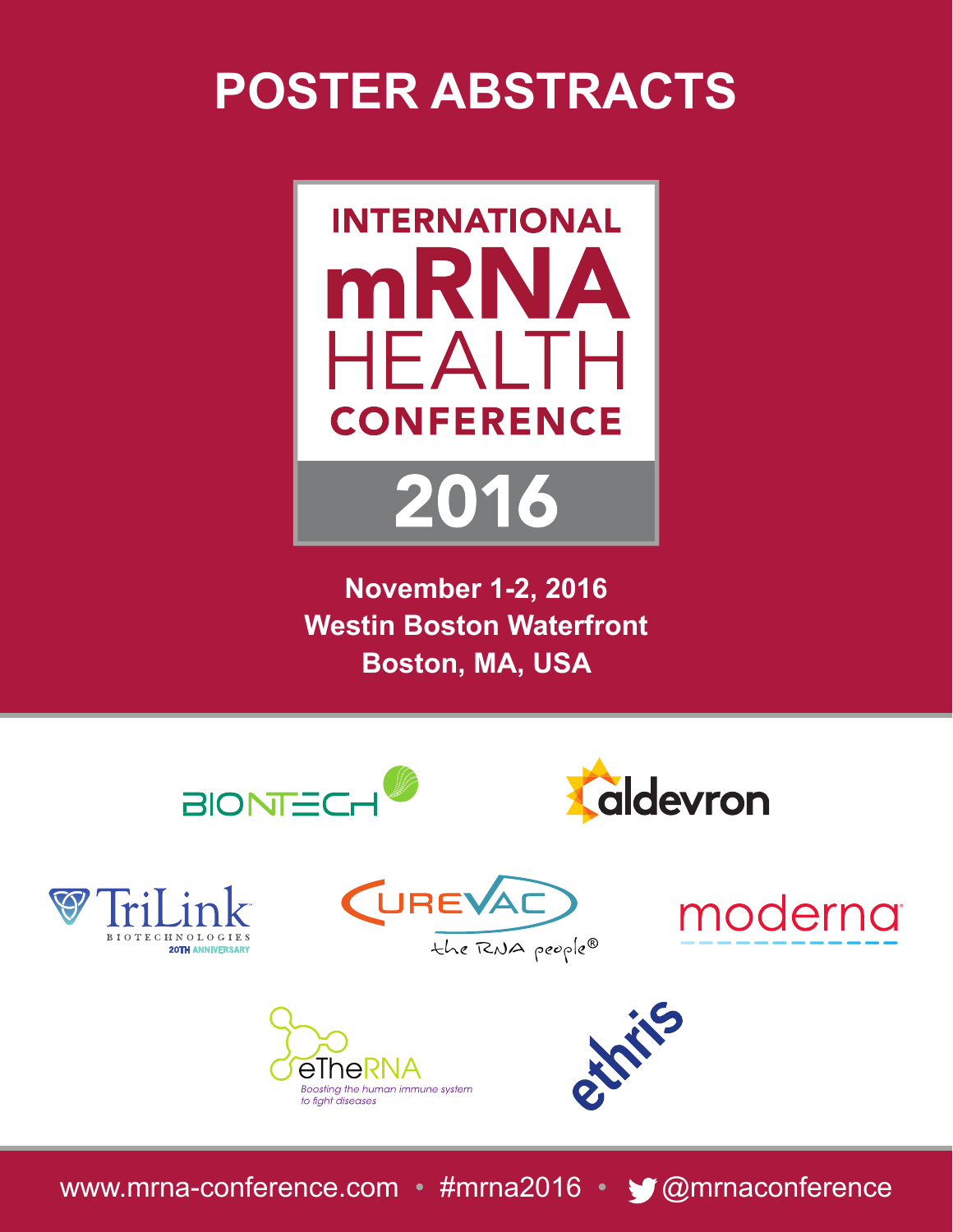# POSTER ABSTRACTS

## INTERNATIONAL mRNA HEALTH CONFERENCE 2016

**November 1-2, 2016**
**Westin Boston Waterfront**
**Boston, MA, USA**

BIONTECH

aldevron

TriLink BIOTECHNOLOGIES 20TH ANNIVERSARY

CUREVAC the RNA people®

moderna

eTheRNA Boosting the human immune system to fight diseases

ethris

www.mrna-conference.com • #mrna2016 • @mrnaconference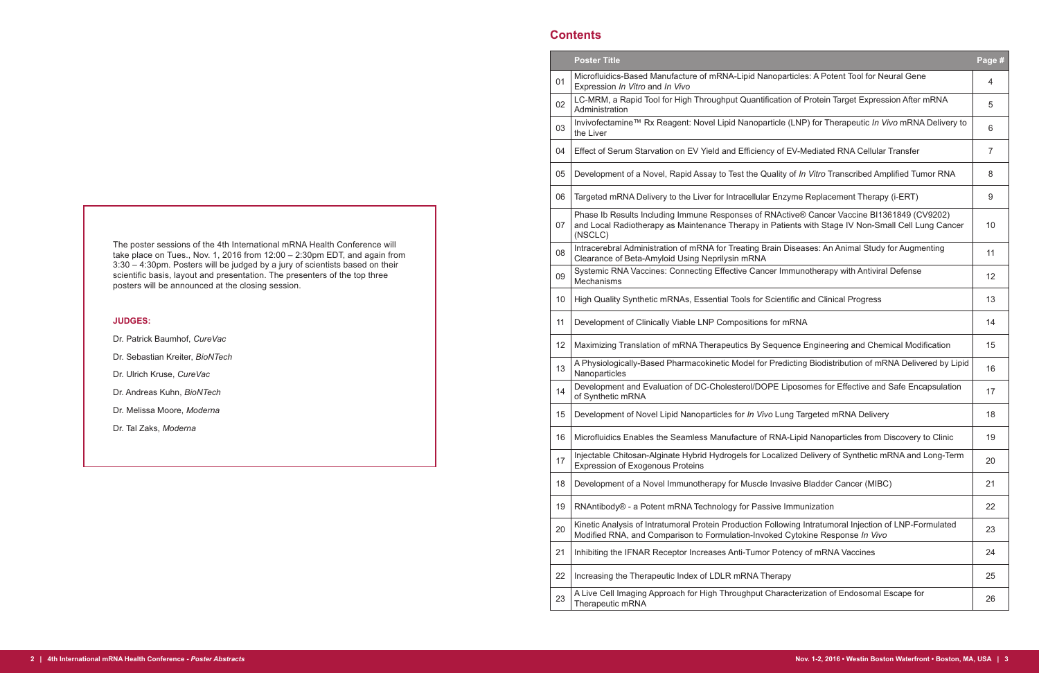The poster sessions of the 4th International mRNA Health Conference will take place on Tues., Nov. 1, 2016 from 12:00 – 2:30pm EDT, and again from 3:30 – 4:30pm. Posters will be judged by a jury of scientists based on their scientific basis, layout and presentation. The presenters of the top three posters will be announced at the closing session.

**JUDGES:**

Dr. Patrick Baumhof, *CureVac*

Dr. Sebastian Kreiter, *BioNTech*

Dr. Ulrich Kruse, *CureVac*

Dr. Andreas Kuhn, *BioNTech*

Dr. Melissa Moore, *Moderna*

Dr. Tal Zaks, *Moderna*

## Contents

| | Poster Title | Page # |
|---|---|---|
| 01 | Microfluidics-Based Manufacture of mRNA-Lipid Nanoparticles: A Potent Tool for Neural Gene Expression *In Vitro* and *In Vivo* | 4 |
| 02 | LC-MRM, a Rapid Tool for High Throughput Quantification of Protein Target Expression After mRNA Administration | 5 |
| 03 | Invivofectamine™ Rx Reagent: Novel Lipid Nanoparticle (LNP) for Therapeutic *In Vivo* mRNA Delivery to the Liver | 6 |
| 04 | Effect of Serum Starvation on EV Yield and Efficiency of EV-Mediated RNA Cellular Transfer | 7 |
| 05 | Development of a Novel, Rapid Assay to Test the Quality of *In Vitro* Transcribed Amplified Tumor RNA | 8 |
| 06 | Targeted mRNA Delivery to the Liver for Intracellular Enzyme Replacement Therapy (i-ERT) | 9 |
| 07 | Phase Ib Results Including Immune Responses of RNActive® Cancer Vaccine BI1361849 (CV9202) and Local Radiotherapy as Maintenance Therapy in Patients with Stage IV Non-Small Cell Lung Cancer (NSCLC) | 10 |
| 08 | Intracerebral Administration of mRNA for Treating Brain Diseases: An Animal Study for Augmenting Clearance of Beta-Amyloid Using Neprilysin mRNA | 11 |
| 09 | Systemic RNA Vaccines: Connecting Effective Cancer Immunotherapy with Antiviral Defense Mechanisms | 12 |
| 10 | High Quality Synthetic mRNAs, Essential Tools for Scientific and Clinical Progress | 13 |
| 11 | Development of Clinically Viable LNP Compositions for mRNA | 14 |
| 12 | Maximizing Translation of mRNA Therapeutics By Sequence Engineering and Chemical Modification | 15 |
| 13 | A Physiologically-Based Pharmacokinetic Model for Predicting Biodistribution of mRNA Delivered by Lipid Nanoparticles | 16 |
| 14 | Development and Evaluation of DC-Cholesterol/DOPE Liposomes for Effective and Safe Encapsulation of Synthetic mRNA | 17 |
| 15 | Development of Novel Lipid Nanoparticles for *In Vivo* Lung Targeted mRNA Delivery | 18 |
| 16 | Microfluidics Enables the Seamless Manufacture of RNA-Lipid Nanoparticles from Discovery to Clinic | 19 |
| 17 | Injectable Chitosan-Alginate Hybrid Hydrogels for Localized Delivery of Synthetic mRNA and Long-Term Expression of Exogenous Proteins | 20 |
| 18 | Development of a Novel Immunotherapy for Muscle Invasive Bladder Cancer (MIBC) | 21 |
| 19 | RNAntibody® - a Potent mRNA Technology for Passive Immunization | 22 |
| 20 | Kinetic Analysis of Intratumoral Protein Production Following Intratumoral Injection of LNP-Formulated Modified RNA, and Comparison to Formulation-Invoked Cytokine Response *In Vivo* | 23 |
| 21 | Inhibiting the IFNAR Receptor Increases Anti-Tumor Potency of mRNA Vaccines | 24 |
| 22 | Increasing the Therapeutic Index of LDLR mRNA Therapy | 25 |
| 23 | A Live Cell Imaging Approach for High Throughput Characterization of Endosomal Escape for Therapeutic mRNA | 26 |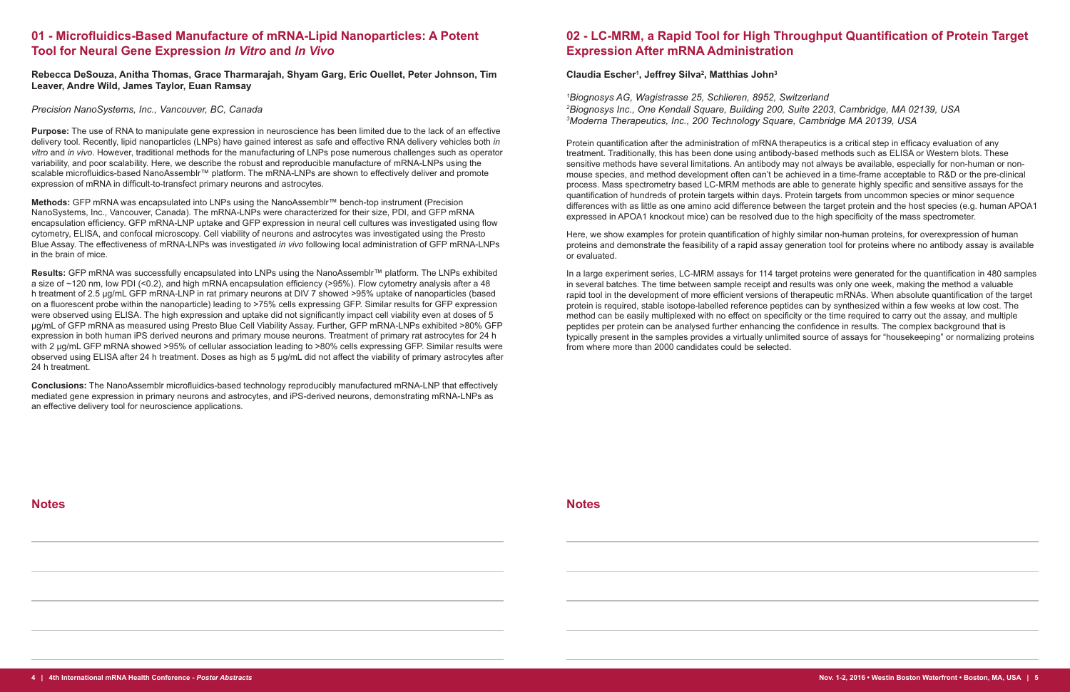## 01 - Microfluidics-Based Manufacture of mRNA-Lipid Nanoparticles: A Potent Tool for Neural Gene Expression *In Vitro* and *In Vivo*

**Rebecca DeSouza, Anitha Thomas, Grace Tharmarajah, Shyam Garg, Eric Ouellet, Peter Johnson, Tim Leaver, Andre Wild, James Taylor, Euan Ramsay**

*Precision NanoSystems, Inc., Vancouver, BC, Canada*

**Purpose:** The use of RNA to manipulate gene expression in neuroscience has been limited due to the lack of an effective delivery tool. Recently, lipid nanoparticles (LNPs) have gained interest as safe and effective RNA delivery vehicles both *in vitro* and *in vivo*. However, traditional methods for the manufacturing of LNPs pose numerous challenges such as operator variability, and poor scalability. Here, we describe the robust and reproducible manufacture of mRNA-LNPs using the scalable microfluidics-based NanoAssemblr™ platform. The mRNA-LNPs are shown to effectively deliver and promote expression of mRNA in difficult-to-transfect primary neurons and astrocytes.

**Methods:** GFP mRNA was encapsulated into LNPs using the NanoAssemblr™ bench-top instrument (Precision NanoSystems, Inc., Vancouver, Canada). The mRNA-LNPs were characterized for their size, PDI, and GFP mRNA encapsulation efficiency. GFP mRNA-LNP uptake and GFP expression in neural cell cultures was investigated using flow cytometry, ELISA, and confocal microscopy. Cell viability of neurons and astrocytes was investigated using the Presto Blue Assay. The effectiveness of mRNA-LNPs was investigated *in vivo* following local administration of GFP mRNA-LNPs in the brain of mice.

**Results:** GFP mRNA was successfully encapsulated into LNPs using the NanoAssemblr™ platform. The LNPs exhibited a size of ~120 nm, low PDI (<0.2), and high mRNA encapsulation efficiency (>95%). Flow cytometry analysis after a 48 h treatment of 2.5 µg/mL GFP mRNA-LNP in rat primary neurons at DIV 7 showed >95% uptake of nanoparticles (based on a fluorescent probe within the nanoparticle) leading to >75% cells expressing GFP. Similar results for GFP expression were observed using ELISA. The high expression and uptake did not significantly impact cell viability even at doses of 5 µg/mL of GFP mRNA as measured using Presto Blue Cell Viability Assay. Further, GFP mRNA-LNPs exhibited >80% GFP expression in both human iPS derived neurons and primary mouse neurons. Treatment of primary rat astrocytes for 24 h with 2 µg/mL GFP mRNA showed >95% of cellular association leading to >80% cells expressing GFP. Similar results were observed using ELISA after 24 h treatment. Doses as high as 5 µg/mL did not affect the viability of primary astrocytes after 24 h treatment.

**Conclusions:** The NanoAssemblr microfluidics-based technology reproducibly manufactured mRNA-LNP that effectively mediated gene expression in primary neurons and astrocytes, and iPS-derived neurons, demonstrating mRNA-LNPs as an effective delivery tool for neuroscience applications.

### Notes

## 02 - LC-MRM, a Rapid Tool for High Throughput Quantification of Protein Target Expression After mRNA Administration

**Claudia Escher[1], Jeffrey Silva[2], Matthias John[3]**

*[1]Biognosys AG, Wagistrasse 25, Schlieren, 8952, Switzerland*
*[2]Biognosys Inc., One Kendall Square, Building 200, Suite 2203, Cambridge, MA 02139, USA*
*[3]Moderna Therapeutics, Inc., 200 Technology Square, Cambridge MA 20139, USA*

Protein quantification after the administration of mRNA therapeutics is a critical step in efficacy evaluation of any treatment. Traditionally, this has been done using antibody-based methods such as ELISA or Western blots. These sensitive methods have several limitations. An antibody may not always be available, especially for non-human or non-mouse species, and method development often can't be achieved in a time-frame acceptable to R&D or the pre-clinical process. Mass spectrometry based LC-MRM methods are able to generate highly specific and sensitive assays for the quantification of hundreds of protein targets within days. Protein targets from uncommon species or minor sequence differences with as little as one amino acid difference between the target protein and the host species (e.g. human APOA1 expressed in APOA1 knockout mice) can be resolved due to the high specificity of the mass spectrometer.

Here, we show examples for protein quantification of highly similar non-human proteins, for overexpression of human proteins and demonstrate the feasibility of a rapid assay generation tool for proteins where no antibody assay is available or evaluated.

In a large experiment series, LC-MRM assays for 114 target proteins were generated for the quantification in 480 samples in several batches. The time between sample receipt and results was only one week, making the method a valuable rapid tool in the development of more efficient versions of therapeutic mRNAs. When absolute quantification of the target protein is required, stable isotope-labelled reference peptides can by synthesized within a few weeks at low cost. The method can be easily multiplexed with no effect on specificity or the time required to carry out the assay, and multiple peptides per protein can be analysed further enhancing the confidence in results. The complex background that is typically present in the samples provides a virtually unlimited source of assays for "housekeeping" or normalizing proteins from where more than 2000 candidates could be selected.

### Notes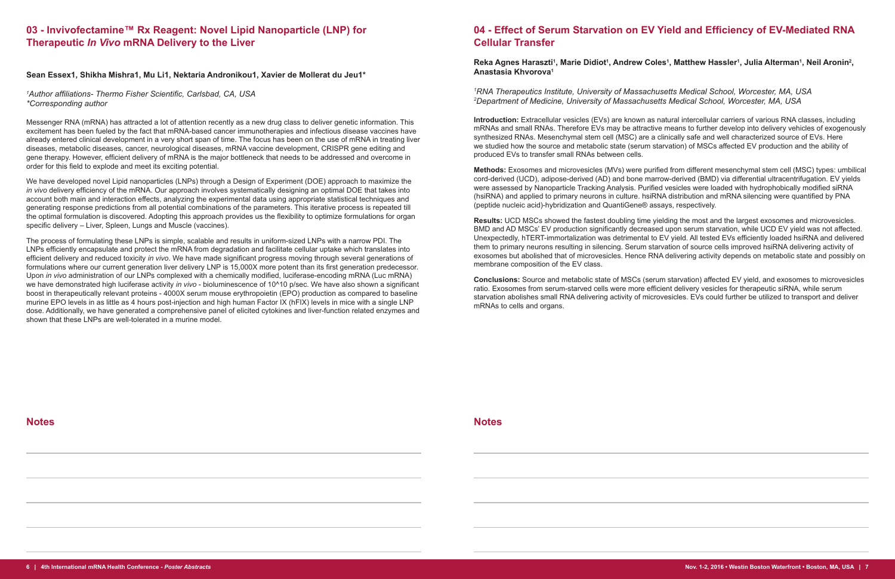## 03 - Invivofectamine™ Rx Reagent: Novel Lipid Nanoparticle (LNP) for Therapeutic *In Vivo* mRNA Delivery to the Liver

**Sean Essex1, Shikha Mishra1, Mu Li1, Nektaria Andronikou1, Xavier de Mollerat du Jeu1***

*[1]Author affiliations- Thermo Fisher Scientific, Carlsbad, CA, USA*
*\*Corresponding author*

Messenger RNA (mRNA) has attracted a lot of attention recently as a new drug class to deliver genetic information. This excitement has been fueled by the fact that mRNA-based cancer immunotherapies and infectious disease vaccines have already entered clinical development in a very short span of time. The focus has been on the use of mRNA in treating liver diseases, metabolic diseases, cancer, neurological diseases, mRNA vaccine development, CRISPR gene editing and gene therapy. However, efficient delivery of mRNA is the major bottleneck that needs to be addressed and overcome in order for this field to explode and meet its exciting potential.

We have developed novel Lipid nanoparticles (LNPs) through a Design of Experiment (DOE) approach to maximize the *in vivo* delivery efficiency of the mRNA. Our approach involves systematically designing an optimal DOE that takes into account both main and interaction effects, analyzing the experimental data using appropriate statistical techniques and generating response predictions from all potential combinations of the parameters. This iterative process is repeated till the optimal formulation is discovered. Adopting this approach provides us the flexibility to optimize formulations for organ specific delivery – Liver, Spleen, Lungs and Muscle (vaccines).

The process of formulating these LNPs is simple, scalable and results in uniform-sized LNPs with a narrow PDI. The LNPs efficiently encapsulate and protect the mRNA from degradation and facilitate cellular uptake which translates into efficient delivery and reduced toxicity *in vivo*. We have made significant progress moving through several generations of formulations where our current generation liver delivery LNP is 15,000X more potent than its first generation predecessor. Upon *in vivo* administration of our LNPs complexed with a chemically modified, luciferase-encoding mRNA (Luc mRNA) we have demonstrated high luciferase activity *in vivo* - bioluminescence of 10^10 p/sec. We have also shown a significant boost in therapeutically relevant proteins - 4000X serum mouse erythropoietin (EPO) production as compared to baseline murine EPO levels in as little as 4 hours post-injection and high human Factor IX (hFIX) levels in mice with a single LNP dose. Additionally, we have generated a comprehensive panel of elicited cytokines and liver-function related enzymes and shown that these LNPs are well-tolerated in a murine model.

### Notes

## 04 - Effect of Serum Starvation on EV Yield and Efficiency of EV-Mediated RNA Cellular Transfer

**Reka Agnes Haraszti[1], Marie Didiot[1], Andrew Coles[1], Matthew Hassler[1], Julia Alterman[1], Neil Aronin[2], Anastasia Khvorova[1]**

*[1]RNA Therapeutics Institute, University of Massachusetts Medical School, Worcester, MA, USA*
*[2]Department of Medicine, University of Massachusetts Medical School, Worcester, MA, USA*

**Introduction:** Extracellular vesicles (EVs) are known as natural intercellular carriers of various RNA classes, including mRNAs and small RNAs. Therefore EVs may be attractive means to further develop into delivery vehicles of exogenously synthesized RNAs. Mesenchymal stem cell (MSC) are a clinically safe and well characterized source of EVs. Here we studied how the source and metabolic state (serum starvation) of MSCs affected EV production and the ability of produced EVs to transfer small RNAs between cells.

**Methods:** Exosomes and microvesicles (MVs) were purified from different mesenchymal stem cell (MSC) types: umbilical cord-derived (UCD), adipose-derived (AD) and bone marrow-derived (BMD) via differential ultracentrifugation. EV yields were assessed by Nanoparticle Tracking Analysis. Purified vesicles were loaded with hydrophobically modified siRNA (hsiRNA) and applied to primary neurons in culture. hsiRNA distribution and mRNA silencing were quantified by PNA (peptide nucleic acid)-hybridization and QuantiGene® assays, respectively.

**Results:** UCD MSCs showed the fastest doubling time yielding the most and the largest exosomes and microvesicles. BMD and AD MSCs' EV production significantly decreased upon serum starvation, while UCD EV yield was not affected. Unexpectedly, hTERT-immortalization was detrimental to EV yield. All tested EVs efficiently loaded hsiRNA and delivered them to primary neurons resulting in silencing. Serum starvation of source cells improved hsiRNA delivering activity of exosomes but abolished that of microvesicles. Hence RNA delivering activity depends on metabolic state and possibly on membrane composition of the EV class.

**Conclusions:** Source and metabolic state of MSCs (serum starvation) affected EV yield, and exosomes to microvesicles ratio. Exosomes from serum-starved cells were more efficient delivery vesicles for therapeutic siRNA, while serum starvation abolishes small RNA delivering activity of microvesicles. EVs could further be utilized to transport and deliver mRNAs to cells and organs.

### Notes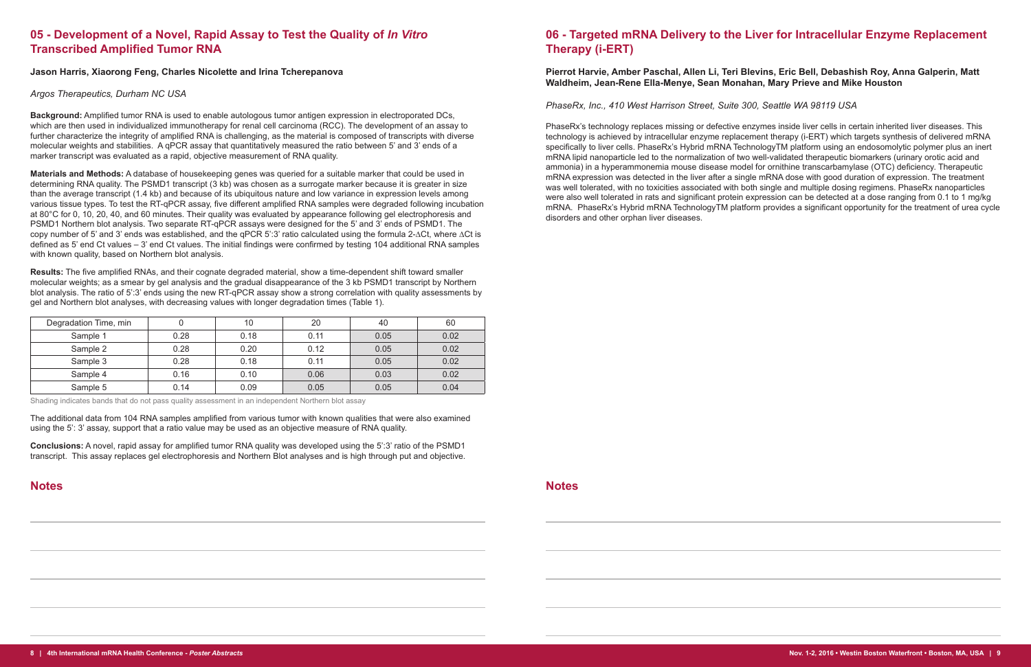## 05 - Development of a Novel, Rapid Assay to Test the Quality of *In Vitro* Transcribed Amplified Tumor RNA

**Jason Harris, Xiaorong Feng, Charles Nicolette and Irina Tcherepanova**

*Argos Therapeutics, Durham NC USA*

**Background:** Amplified tumor RNA is used to enable autologous tumor antigen expression in electroporated DCs, which are then used in individualized immunotherapy for renal cell carcinoma (RCC). The development of an assay to further characterize the integrity of amplified RNA is challenging, as the material is composed of transcripts with diverse molecular weights and stabilities. A qPCR assay that quantitatively measured the ratio between 5' and 3' ends of a marker transcript was evaluated as a rapid, objective measurement of RNA quality.

**Materials and Methods:** A database of housekeeping genes was queried for a suitable marker that could be used in determining RNA quality. The PSMD1 transcript (3 kb) was chosen as a surrogate marker because it is greater in size than the average transcript (1.4 kb) and because of its ubiquitous nature and low variance in expression levels among various tissue types. To test the RT-qPCR assay, five different amplified RNA samples were degraded following incubation at 80°C for 0, 10, 20, 40, and 60 minutes. Their quality was evaluated by appearance following gel electrophoresis and PSMD1 Northern blot analysis. Two separate RT-qPCR assays were designed for the 5' and 3' ends of PSMD1. The copy number of 5' and 3' ends was established, and the qPCR 5':3' ratio calculated using the formula $2^{-\Delta Ct}$, where $\Delta Ct$ is defined as 5' end Ct values – 3' end Ct values. The initial findings were confirmed by testing 104 additional RNA samples with known quality, based on Northern blot analysis.

**Results:** The five amplified RNAs, and their cognate degraded material, show a time-dependent shift toward smaller molecular weights; as a smear by gel analysis and the gradual disappearance of the 3 kb PSMD1 transcript by Northern blot analysis. The ratio of 5':3' ends using the new RT-qPCR assay show a strong correlation with quality assessments by gel and Northern blot analyses, with decreasing values with longer degradation times (Table 1).

| Degradation Time, min | 0 | 10 | 20 | 40 | 60 |
|---|---|---|---|---|---|
| Sample 1 | 0.28 | 0.18 | 0.11 | 0.05 | 0.02 |
| Sample 2 | 0.28 | 0.20 | 0.12 | 0.05 | 0.02 |
| Sample 3 | 0.28 | 0.18 | 0.11 | 0.05 | 0.02 |
| Sample 4 | 0.16 | 0.10 | 0.06 | 0.03 | 0.02 |
| Sample 5 | 0.14 | 0.09 | 0.05 | 0.05 | 0.04 |

Shading indicates bands that do not pass quality assessment in an independent Northern blot assay

The additional data from 104 RNA samples amplified from various tumor with known qualities that were also examined using the 5': 3' assay, support that a ratio value may be used as an objective measure of RNA quality.

**Conclusions:** A novel, rapid assay for amplified tumor RNA quality was developed using the 5':3' ratio of the PSMD1 transcript. This assay replaces gel electrophoresis and Northern Blot analyses and is high through put and objective.

### Notes

## 06 - Targeted mRNA Delivery to the Liver for Intracellular Enzyme Replacement Therapy (i-ERT)

**Pierrot Harvie, Amber Paschal, Allen Li, Teri Blevins, Eric Bell, Debashish Roy, Anna Galperin, Matt Waldheim, Jean-Rene Ella-Menye, Sean Monahan, Mary Prieve and Mike Houston**

*PhaseRx, Inc., 410 West Harrison Street, Suite 300, Seattle WA 98119 USA*

PhaseRx's technology replaces missing or defective enzymes inside liver cells in certain inherited liver diseases. This technology is achieved by intracellular enzyme replacement therapy (i-ERT) which targets synthesis of delivered mRNA specifically to liver cells. PhaseRx's Hybrid mRNA TechnologyTM platform using an endosomolytic polymer plus an inert mRNA lipid nanoparticle led to the normalization of two well-validated therapeutic biomarkers (urinary orotic acid and ammonia) in a hyperammonemia mouse disease model for ornithine transcarbamylase (OTC) deficiency. Therapeutic mRNA expression was detected in the liver after a single mRNA dose with good duration of expression. The treatment was well tolerated, with no toxicities associated with both single and multiple dosing regimens. PhaseRx nanoparticles were also well tolerated in rats and significant protein expression can be detected at a dose ranging from 0.1 to 1 mg/kg mRNA. PhaseRx's Hybrid mRNA TechnologyTM platform provides a significant opportunity for the treatment of urea cycle disorders and other orphan liver diseases.

### Notes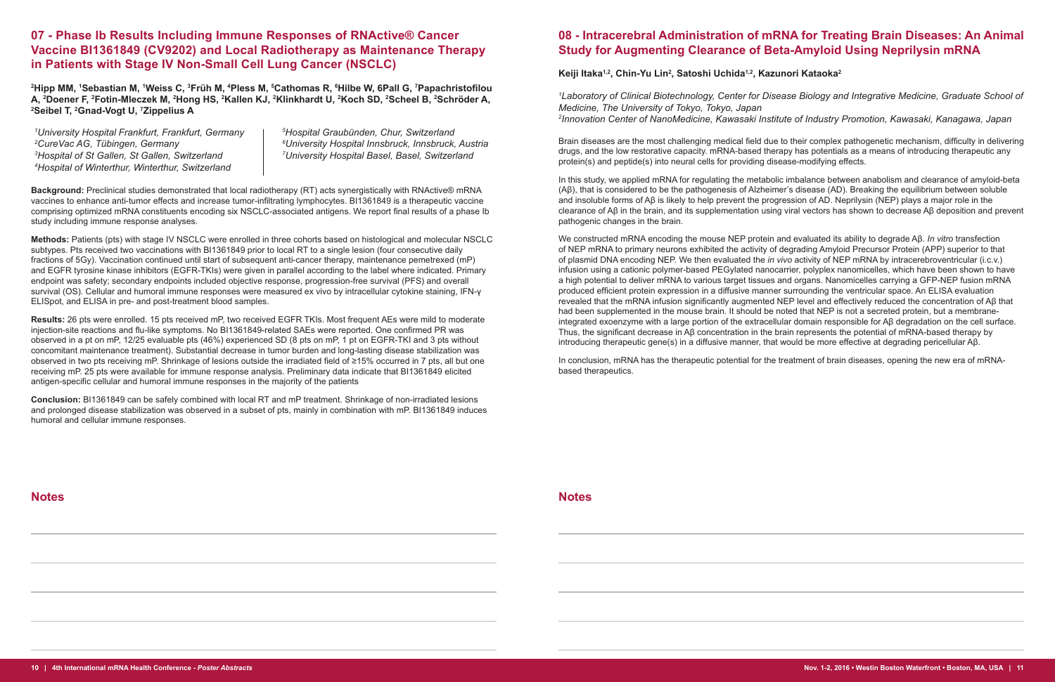## 07 - Phase Ib Results Including Immune Responses of RNActive® Cancer Vaccine BI1361849 (CV9202) and Local Radiotherapy as Maintenance Therapy in Patients with Stage IV Non-Small Cell Lung Cancer (NSCLC)

**[2]Hipp MM, [1]Sebastian M, [1]Weiss C, [3]Früh M, [4]Pless M, [5]Cathomas R, [6]Hilbe W, 6Pall G, [7]Papachristofilou A, [2]Doener F, [2]Fotin-Mleczek M, [2]Hong HS, [2]Kallen KJ, [2]Klinkhardt U, [2]Koch SD, [2]Scheel B, [2]Schröder A, [2]Seibel T, [2]Gnad-Vogt U, [7]Zippelius A**

*[1]University Hospital Frankfurt, Frankfurt, Germany*
*[2]CureVac AG, Tübingen, Germany*
*[3]Hospital of St Gallen, St Gallen, Switzerland*
*[4]Hospital of Winterthur, Winterthur, Switzerland*
*[5]Hospital Graubünden, Chur, Switzerland*
*[6]University Hospital Innsbruck, Innsbruck, Austria*
*[7]University Hospital Basel, Basel, Switzerland*

**Background:** Preclinical studies demonstrated that local radiotherapy (RT) acts synergistically with RNActive® mRNA vaccines to enhance anti-tumor effects and increase tumor-infiltrating lymphocytes. BI1361849 is a therapeutic vaccine comprising optimized mRNA constituents encoding six NSCLC-associated antigens. We report final results of a phase Ib study including immune response analyses.

**Methods:** Patients (pts) with stage IV NSCLC were enrolled in three cohorts based on histological and molecular NSCLC subtypes. Pts received two vaccinations with BI1361849 prior to local RT to a single lesion (four consecutive daily fractions of 5Gy). Vaccination continued until start of subsequent anti-cancer therapy, maintenance pemetrexed (mP) and EGFR tyrosine kinase inhibitors (EGFR-TKIs) were given in parallel according to the label where indicated. Primary endpoint was safety; secondary endpoints included objective response, progression-free survival (PFS) and overall survival (OS). Cellular and humoral immune responses were measured ex vivo by intracellular cytokine staining, IFN-γ ELISpot, and ELISA in pre- and post-treatment blood samples.

**Results:** 26 pts were enrolled. 15 pts received mP, two received EGFR TKIs. Most frequent AEs were mild to moderate injection-site reactions and flu-like symptoms. No BI1361849-related SAEs were reported. One confirmed PR was observed in a pt on mP, 12/25 evaluable pts (46%) experienced SD (8 pts on mP, 1 pt on EGFR-TKI and 3 pts without concomitant maintenance treatment). Substantial decrease in tumor burden and long-lasting disease stabilization was observed in two pts receiving mP. Shrinkage of lesions outside the irradiated field of ≥15% occurred in 7 pts, all but one receiving mP. 25 pts were available for immune response analysis. Preliminary data indicate that BI1361849 elicited antigen-specific cellular and humoral immune responses in the majority of the patients

**Conclusion:** BI1361849 can be safely combined with local RT and mP treatment. Shrinkage of non-irradiated lesions and prolonged disease stabilization was observed in a subset of pts, mainly in combination with mP. BI1361849 induces humoral and cellular immune responses.

### Notes

## 08 - Intracerebral Administration of mRNA for Treating Brain Diseases: An Animal Study for Augmenting Clearance of Beta-Amyloid Using Neprilysin mRNA

**Keiji Itaka[1,2], Chin-Yu Lin[2], Satoshi Uchida[1,2], Kazunori Kataoka[2]**

*[1]Laboratory of Clinical Biotechnology, Center for Disease Biology and Integrative Medicine, Graduate School of Medicine, The University of Tokyo, Tokyo, Japan*
*[2]Innovation Center of NanoMedicine, Kawasaki Institute of Industry Promotion, Kawasaki, Kanagawa, Japan*

Brain diseases are the most challenging medical field due to their complex pathogenetic mechanism, difficulty in delivering drugs, and the low restorative capacity. mRNA-based therapy has potentials as a means of introducing therapeutic any protein(s) and peptide(s) into neural cells for providing disease-modifying effects.

In this study, we applied mRNA for regulating the metabolic imbalance between anabolism and clearance of amyloid-beta (Aβ), that is considered to be the pathogenesis of Alzheimer's disease (AD). Breaking the equilibrium between soluble and insoluble forms of Aβ is likely to help prevent the progression of AD. Neprilysin (NEP) plays a major role in the clearance of Aβ in the brain, and its supplementation using viral vectors has shown to decrease Aβ deposition and prevent pathogenic changes in the brain.

We constructed mRNA encoding the mouse NEP protein and evaluated its ability to degrade Aβ. *In vitro* transfection of NEP mRNA to primary neurons exhibited the activity of degrading Amyloid Precursor Protein (APP) superior to that of plasmid DNA encoding NEP. We then evaluated the *in vivo* activity of NEP mRNA by intracerebroventricular (i.c.v.) infusion using a cationic polymer-based PEGylated nanocarrier, polyplex nanomicelles, which have been shown to have a high potential to deliver mRNA to various target tissues and organs. Nanomicelles carrying a GFP-NEP fusion mRNA produced efficient protein expression in a diffusive manner surrounding the ventricular space. An ELISA evaluation revealed that the mRNA infusion significantly augmented NEP level and effectively reduced the concentration of Aβ that had been supplemented in the mouse brain. It should be noted that NEP is not a secreted protein, but a membrane-integrated exoenzyme with a large portion of the extracellular domain responsible for Aβ degradation on the cell surface. Thus, the significant decrease in Aβ concentration in the brain represents the potential of mRNA-based therapy by introducing therapeutic gene(s) in a diffusive manner, that would be more effective at degrading pericellular Aβ.

In conclusion, mRNA has the therapeutic potential for the treatment of brain diseases, opening the new era of mRNA-based therapeutics.

### Notes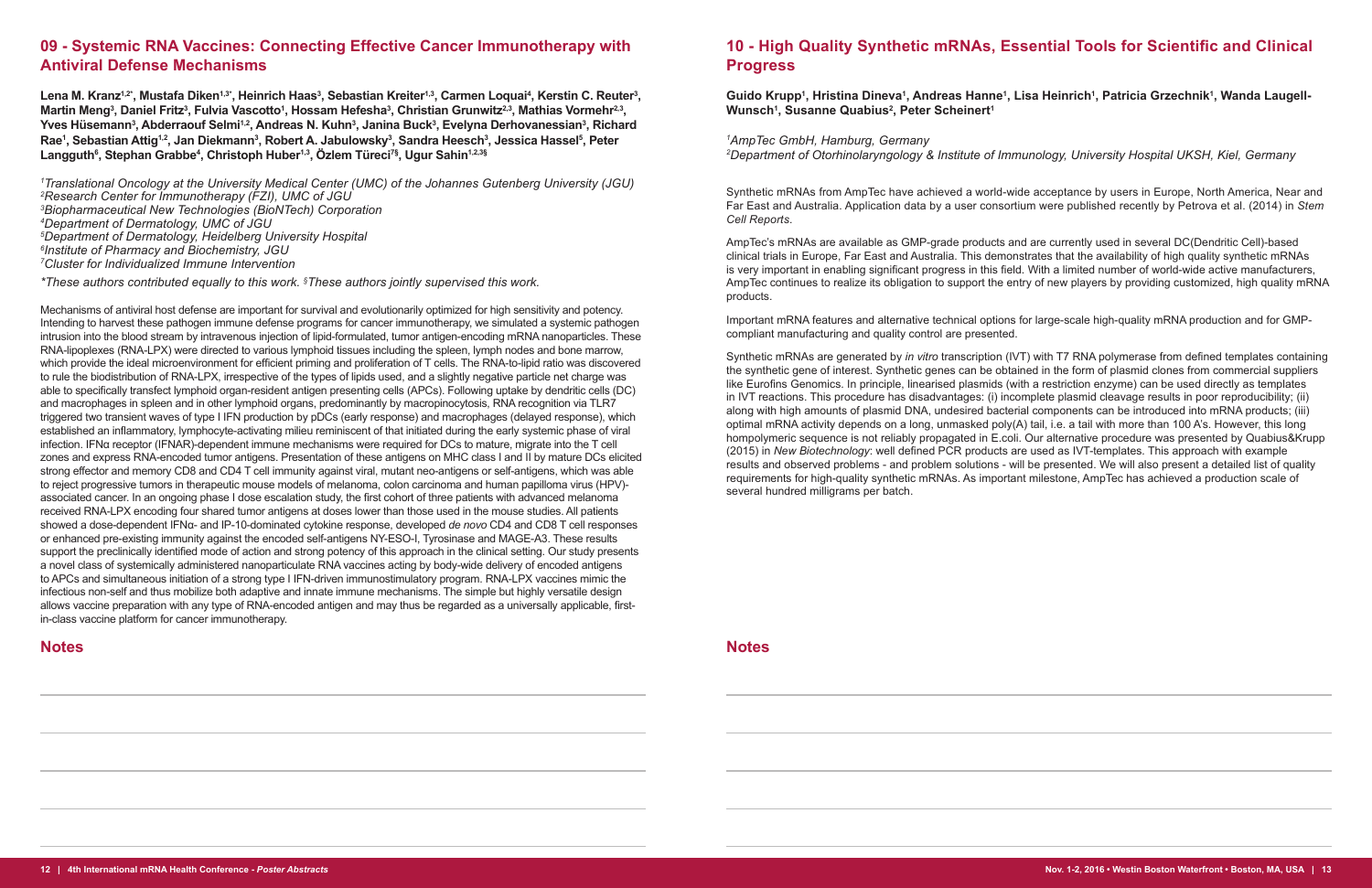## 09 - Systemic RNA Vaccines: Connecting Effective Cancer Immunotherapy with Antiviral Defense Mechanisms

**Lena M. Kranz[1,2*], Mustafa Diken[1,3*], Heinrich Haas[3], Sebastian Kreiter[1,3], Carmen Loquai[4], Kerstin C. Reuter[3], Martin Meng[3], Daniel Fritz[3], Fulvia Vascotto[1], Hossam Hefesha[3], Christian Grunwitz[2,3], Mathias Vormehr[2,3], Yves Hüsemann[3], Abderraouf Selmi[1,2], Andreas N. Kuhn[3], Janina Buck[3], Evelyna Derhovanessian[3], Richard Rae[1], Sebastian Attig[1,2], Jan Diekmann[3], Robert A. Jabulowsky[3], Sandra Heesch[3], Jessica Hassel[5], Peter Langguth[6], Stephan Grabbe[4], Christoph Huber[1,3], Özlem Türeci[7§], Ugur Sahin[1,2,3§]**

*[1]Translational Oncology at the University Medical Center (UMC) of the Johannes Gutenberg University (JGU)*
*[2]Research Center for Immunotherapy (FZI), UMC of JGU*
*[3]Biopharmaceutical New Technologies (BioNTech) Corporation*
*[4]Department of Dermatology, UMC of JGU*
*[5]Department of Dermatology, Heidelberg University Hospital*
*[6]Institute of Pharmacy and Biochemistry, JGU*
*[7]Cluster for Individualized Immune Intervention*

*\*These authors contributed equally to this work. §These authors jointly supervised this work.*

Mechanisms of antiviral host defense are important for survival and evolutionarily optimized for high sensitivity and potency. Intending to harvest these pathogen immune defense programs for cancer immunotherapy, we simulated a systemic pathogen intrusion into the blood stream by intravenous injection of lipid-formulated, tumor antigen-encoding mRNA nanoparticles. These RNA-lipoplexes (RNA-LPX) were directed to various lymphoid tissues including the spleen, lymph nodes and bone marrow, which provide the ideal microenvironment for efficient priming and proliferation of T cells. The RNA-to-lipid ratio was discovered to rule the biodistribution of RNA-LPX, irrespective of the types of lipids used, and a slightly negative particle net charge was able to specifically transfect lymphoid organ-resident antigen presenting cells (APCs). Following uptake by dendritic cells (DC) and macrophages in spleen and in other lymphoid organs, predominantly by macropinocytosis, RNA recognition via TLR7 triggered two transient waves of type I IFN production by pDCs (early response) and macrophages (delayed response), which established an inflammatory, lymphocyte-activating milieu reminiscent of that initiated during the early systemic phase of viral infection. IFNα receptor (IFNAR)-dependent immune mechanisms were required for DCs to mature, migrate into the T cell zones and express RNA-encoded tumor antigens. Presentation of these antigens on MHC class I and II by mature DCs elicited strong effector and memory CD8 and CD4 T cell immunity against viral, mutant neo-antigens or self-antigens, which was able to reject progressive tumors in therapeutic mouse models of melanoma, colon carcinoma and human papilloma virus (HPV)-associated cancer. In an ongoing phase I dose escalation study, the first cohort of three patients with advanced melanoma received RNA-LPX encoding four shared tumor antigens at doses lower than those used in the mouse studies. All patients showed a dose-dependent IFNα- and IP-10-dominated cytokine response, developed *de novo* CD4 and CD8 T cell responses or enhanced pre-existing immunity against the encoded self-antigens NY-ESO-I, Tyrosinase and MAGE-A3. These results support the preclinically identified mode of action and strong potency of this approach in the clinical setting. Our study presents a novel class of systemically administered nanoparticulate RNA vaccines acting by body-wide delivery of encoded antigens to APCs and simultaneous initiation of a strong type I IFN-driven immunostimulatory program. RNA-LPX vaccines mimic the infectious non-self and thus mobilize both adaptive and innate immune mechanisms. The simple but highly versatile design allows vaccine preparation with any type of RNA-encoded antigen and may thus be regarded as a universally applicable, first-in-class vaccine platform for cancer immunotherapy.

### Notes

## 10 - High Quality Synthetic mRNAs, Essential Tools for Scientific and Clinical Progress

**Guido Krupp[1], Hristina Dineva[1], Andreas Hanne[1], Lisa Heinrich[1], Patricia Grzechnik[1], Wanda Laugell-Wunsch[1], Susanne Quabius[2], Peter Scheinert[1]**

*[1]AmpTec GmbH, Hamburg, Germany*
*[2]Department of Otorhinolaryngology & Institute of Immunology, University Hospital UKSH, Kiel, Germany*

Synthetic mRNAs from AmpTec have achieved a world-wide acceptance by users in Europe, North America, Near and Far East and Australia. Application data by a user consortium were published recently by Petrova et al. (2014) in *Stem Cell Reports*.

AmpTec's mRNAs are available as GMP-grade products and are currently used in several DC(Dendritic Cell)-based clinical trials in Europe, Far East and Australia. This demonstrates that the availability of high quality synthetic mRNAs is very important in enabling significant progress in this field. With a limited number of world-wide active manufacturers, AmpTec continues to realize its obligation to support the entry of new players by providing customized, high quality mRNA products.

Important mRNA features and alternative technical options for large-scale high-quality mRNA production and for GMP-compliant manufacturing and quality control are presented.

Synthetic mRNAs are generated by *in vitro* transcription (IVT) with T7 RNA polymerase from defined templates containing the synthetic gene of interest. Synthetic genes can be obtained in the form of plasmid clones from commercial suppliers like Eurofins Genomics. In principle, linearised plasmids (with a restriction enzyme) can be used directly as templates in IVT reactions. This procedure has disadvantages: (i) incomplete plasmid cleavage results in poor reproducibility; (ii) along with high amounts of plasmid DNA, undesired bacterial components can be introduced into mRNA products; (iii) optimal mRNA activity depends on a long, unmasked poly(A) tail, i.e. a tail with more than 100 A's. However, this long hompolymeric sequence is not reliably propagated in E.coli. Our alternative procedure was presented by Quabius&Krupp (2015) in *New Biotechnology*: well defined PCR products are used as IVT-templates. This approach with example results and observed problems - and problem solutions - will be presented. We will also present a detailed list of quality requirements for high-quality synthetic mRNAs. As important milestone, AmpTec has achieved a production scale of several hundred milligrams per batch.

### Notes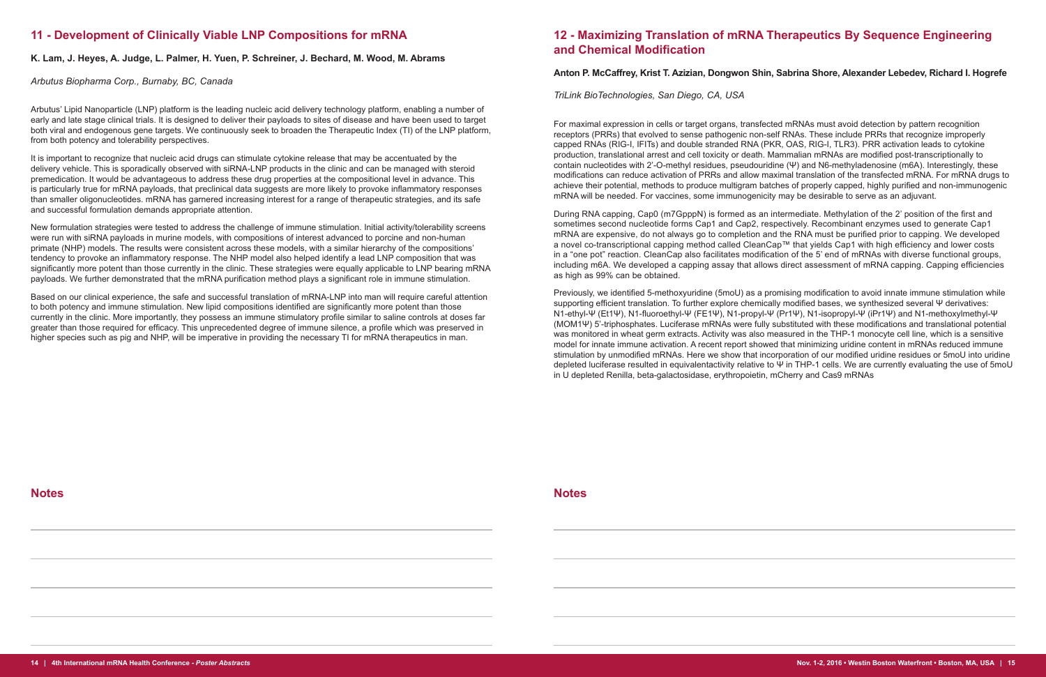## 11 - Development of Clinically Viable LNP Compositions for mRNA

**K. Lam, J. Heyes, A. Judge, L. Palmer, H. Yuen, P. Schreiner, J. Bechard, M. Wood, M. Abrams**

*Arbutus Biopharma Corp., Burnaby, BC, Canada*

Arbutus' Lipid Nanoparticle (LNP) platform is the leading nucleic acid delivery technology platform, enabling a number of early and late stage clinical trials. It is designed to deliver their payloads to sites of disease and have been used to target both viral and endogenous gene targets. We continuously seek to broaden the Therapeutic Index (TI) of the LNP platform, from both potency and tolerability perspectives.

It is important to recognize that nucleic acid drugs can stimulate cytokine release that may be accentuated by the delivery vehicle. This is sporadically observed with siRNA-LNP products in the clinic and can be managed with steroid premedication. It would be advantageous to address these drug properties at the compositional level in advance. This is particularly true for mRNA payloads, that preclinical data suggests are more likely to provoke inflammatory responses than smaller oligonucleotides. mRNA has garnered increasing interest for a range of therapeutic strategies, and its safe and successful formulation demands appropriate attention.

New formulation strategies were tested to address the challenge of immune stimulation. Initial activity/tolerability screens were run with siRNA payloads in murine models, with compositions of interest advanced to porcine and non-human primate (NHP) models. The results were consistent across these models, with a similar hierarchy of the compositions' tendency to provoke an inflammatory response. The NHP model also helped identify a lead LNP composition that was significantly more potent than those currently in the clinic. These strategies were equally applicable to LNP bearing mRNA payloads. We further demonstrated that the mRNA purification method plays a significant role in immune stimulation.

Based on our clinical experience, the safe and successful translation of mRNA-LNP into man will require careful attention to both potency and immune stimulation. New lipid compositions identified are significantly more potent than those currently in the clinic. More importantly, they possess an immune stimulatory profile similar to saline controls at doses far greater than those required for efficacy. This unprecedented degree of immune silence, a profile which was preserved in higher species such as pig and NHP, will be imperative in providing the necessary TI for mRNA therapeutics in man.

### Notes

## 12 - Maximizing Translation of mRNA Therapeutics By Sequence Engineering and Chemical Modification

**Anton P. McCaffrey, Krist T. Azizian, Dongwon Shin, Sabrina Shore, Alexander Lebedev, Richard I. Hogrefe**

*TriLink BioTechnologies, San Diego, CA, USA*

For maximal expression in cells or target organs, transfected mRNAs must avoid detection by pattern recognition receptors (PRRs) that evolved to sense pathogenic non-self RNAs. These include PRRs that recognize improperly capped RNAs (RIG-I, IFITs) and double stranded RNA (PKR, OAS, RIG-I, TLR3). PRR activation leads to cytokine production, translational arrest and cell toxicity or death. Mammalian mRNAs are modified post-transcriptionally to contain nucleotides with 2'-O-methyl residues, pseudouridine (Ψ) and N6-methyladenosine (m6A). Interestingly, these modifications can reduce activation of PRRs and allow maximal translation of the transfected mRNA. For mRNA drugs to achieve their potential, methods to produce multigram batches of properly capped, highly purified and non-immunogenic mRNA will be needed. For vaccines, some immunogenicity may be desirable to serve as an adjuvant.

During RNA capping, Cap0 (m7GpppN) is formed as an intermediate. Methylation of the 2' position of the first and sometimes second nucleotide forms Cap1 and Cap2, respectively. Recombinant enzymes used to generate Cap1 mRNA are expensive, do not always go to completion and the RNA must be purified prior to capping. We developed a novel co-transcriptional capping method called CleanCap™ that yields Cap1 with high efficiency and lower costs in a "one pot" reaction. CleanCap also facilitates modification of the 5' end of mRNAs with diverse functional groups, including m6A. We developed a capping assay that allows direct assessment of mRNA capping. Capping efficiencies as high as 99% can be obtained.

Previously, we identified 5-methoxyuridine (5moU) as a promising modification to avoid innate immune stimulation while supporting efficient translation. To further explore chemically modified bases, we synthesized several Ψ derivatives: N1-ethyl-Ψ (Et1Ψ), N1-fluoroethyl-Ψ (FE1Ψ), N1-propyl-Ψ (Pr1Ψ), N1-isopropyl-Ψ (iPr1Ψ) and N1-methoxylmethyl-Ψ (MOM1Ψ) 5'-triphosphates. Luciferase mRNAs were fully substituted with these modifications and translational potential was monitored in wheat germ extracts. Activity was also measured in the THP-1 monocyte cell line, which is a sensitive model for innate immune activation. A recent report showed that minimizing uridine content in mRNAs reduced immune stimulation by unmodified mRNAs. Here we show that incorporation of our modified uridine residues or 5moU into uridine depleted luciferase resulted in equivalentactivity relative to Ψ in THP-1 cells. We are currently evaluating the use of 5moU in U depleted Renilla, beta-galactosidase, erythropoietin, mCherry and Cas9 mRNAs

### Notes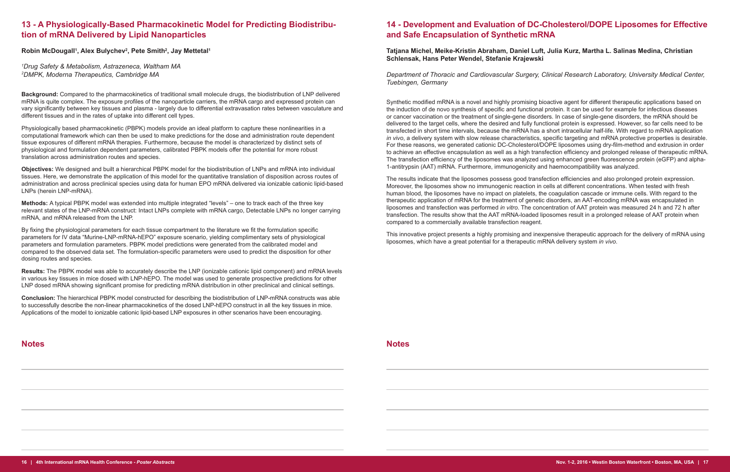## 13 - A Physiologically-Based Pharmacokinetic Model for Predicting Biodistribution of mRNA Delivered by Lipid Nanoparticles

**Robin McDougall[1], Alex Bulychev[2], Pete Smith[2], Jay Mettetal[1]**

*[1]Drug Safety & Metabolism, Astrazeneca, Waltham MA*
*[2]DMPK, Moderna Therapeutics, Cambridge MA*

**Background:** Compared to the pharmacokinetics of traditional small molecule drugs, the biodistribution of LNP delivered mRNA is quite complex. The exposure profiles of the nanoparticle carriers, the mRNA cargo and expressed protein can vary significantly between key tissues and plasma - largely due to differential extravasation rates between vasculature and different tissues and in the rates of uptake into different cell types.

Physiologically based pharmacokinetic (PBPK) models provide an ideal platform to capture these nonlinearities in a computational framework which can then be used to make predictions for the dose and administration route dependent tissue exposures of different mRNA therapies. Furthermore, because the model is characterized by distinct sets of physiological and formulation dependent parameters, calibrated PBPK models offer the potential for more robust translation across administration routes and species.

**Objectives:** We designed and built a hierarchical PBPK model for the biodistribution of LNPs and mRNA into individual tissues. Here, we demonstrate the application of this model for the quantitative translation of disposition across routes of administration and across preclinical species using data for human EPO mRNA delivered via ionizable cationic lipid-based LNPs (herein LNP-mRNA).

**Methods:** A typical PBPK model was extended into multiple integrated "levels" – one to track each of the three key relevant states of the LNP-mRNA construct: Intact LNPs complete with mRNA cargo, Detectable LNPs no longer carrying mRNA, and mRNA released from the LNP.

By fixing the physiological parameters for each tissue compartment to the literature we fit the formulation specific parameters for IV data "Murine-LNP-mRNA-hEPO" exposure scenario, yielding complimentary sets of physiological parameters and formulation parameters. PBPK model predictions were generated from the calibrated model and compared to the observed data set. The formulation-specific parameters were used to predict the disposition for other dosing routes and species.

**Results:** The PBPK model was able to accurately describe the LNP (ionizable cationic lipid component) and mRNA levels in various key tissues in mice dosed with LNP-hEPO. The model was used to generate prospective predictions for other LNP dosed mRNA showing significant promise for predicting mRNA distribution in other preclinical and clinical settings.

**Conclusion:** The hierarchical PBPK model constructed for describing the biodistribution of LNP-mRNA constructs was able to successfully describe the non-linear pharmacokinetics of the dosed LNP-hEPO construct in all the key tissues in mice. Applications of the model to ionizable cationic lipid-based LNP exposures in other scenarios have been encouraging.

### Notes

## 14 - Development and Evaluation of DC-Cholesterol/DOPE Liposomes for Effective and Safe Encapsulation of Synthetic mRNA

**Tatjana Michel, Meike-Kristin Abraham, Daniel Luft, Julia Kurz, Martha L. Salinas Medina, Christian Schlensak, Hans Peter Wendel, Stefanie Krajewski**

*Department of Thoracic and Cardiovascular Surgery, Clinical Research Laboratory, University Medical Center, Tuebingen, Germany*

Synthetic modified mRNA is a novel and highly promising bioactive agent for different therapeutic applications based on the induction of de novo synthesis of specific and functional protein. It can be used for example for infectious diseases or cancer vaccination or the treatment of single-gene disorders. In case of single-gene disorders, the mRNA should be delivered to the target cells, where the desired and fully functional protein is expressed. However, so far cells need to be transfected in short time intervals, because the mRNA has a short intracellular half-life. With regard to mRNA application *in vivo*, a delivery system with slow release characteristics, specific targeting and mRNA protective properties is desirable. For these reasons, we generated cationic DC-Cholesterol/DOPE liposomes using dry-film-method and extrusion in order to achieve an effective encapsulation as well as a high transfection efficiency and prolonged release of therapeutic mRNA. The transfection efficiency of the liposomes was analyzed using enhanced green fluorescence protein (eGFP) and alpha-1-antitrypsin (AAT) mRNA. Furthermore, immunogenicity and haemocompatibility was analyzed.

The results indicate that the liposomes possess good transfection efficiencies and also prolonged protein expression. Moreover, the liposomes show no immunogenic reaction in cells at different concentrations. When tested with fresh human blood, the liposomes have no impact on platelets, the coagulation cascade or immune cells. With regard to the therapeutic application of mRNA for the treatment of genetic disorders, an AAT-encoding mRNA was encapsulated in liposomes and transfection was performed *in vitro*. The concentration of AAT protein was measured 24 h and 72 h after transfection. The results show that the AAT mRNA-loaded liposomes result in a prolonged release of AAT protein when compared to a commercially available transfection reagent.

This innovative project presents a highly promising and inexpensive therapeutic approach for the delivery of mRNA using liposomes, which have a great potential for a therapeutic mRNA delivery system *in vivo*.

### Notes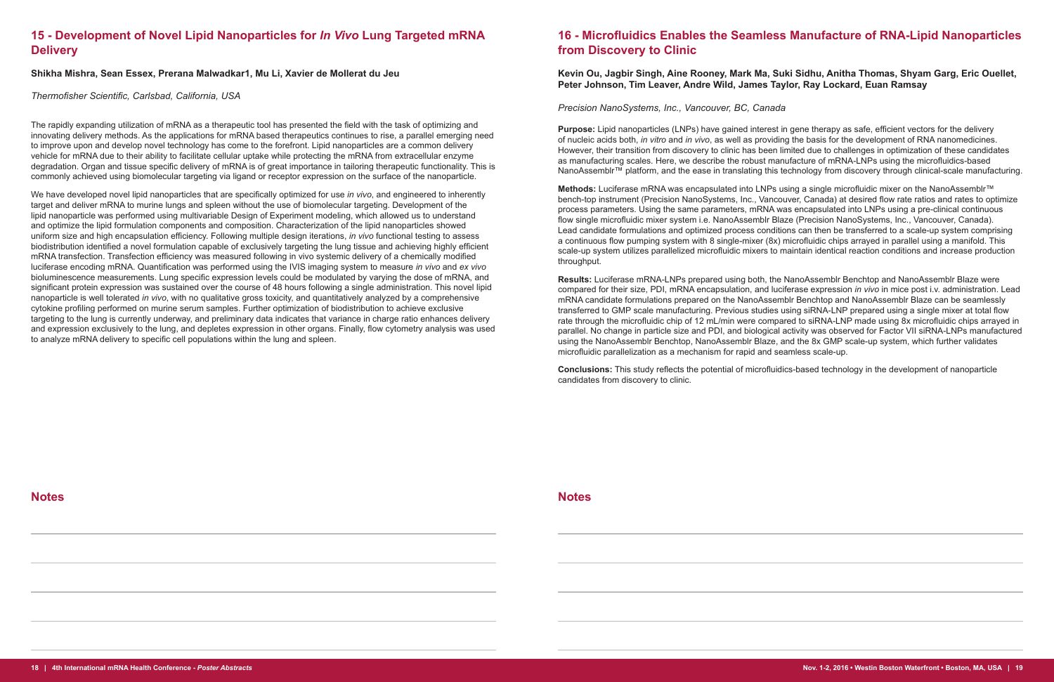## 15 - Development of Novel Lipid Nanoparticles for *In Vivo* Lung Targeted mRNA Delivery

**Shikha Mishra, Sean Essex, Prerana Malwadkar1, Mu Li, Xavier de Mollerat du Jeu**

*Thermofisher Scientific, Carlsbad, California, USA*

The rapidly expanding utilization of mRNA as a therapeutic tool has presented the field with the task of optimizing and innovating delivery methods. As the applications for mRNA based therapeutics continues to rise, a parallel emerging need to improve upon and develop novel technology has come to the forefront. Lipid nanoparticles are a common delivery vehicle for mRNA due to their ability to facilitate cellular uptake while protecting the mRNA from extracellular enzyme degradation. Organ and tissue specific delivery of mRNA is of great importance in tailoring therapeutic functionality. This is commonly achieved using biomolecular targeting via ligand or receptor expression on the surface of the nanoparticle.

We have developed novel lipid nanoparticles that are specifically optimized for use *in vivo*, and engineered to inherently target and deliver mRNA to murine lungs and spleen without the use of biomolecular targeting. Development of the lipid nanoparticle was performed using multivariable Design of Experiment modeling, which allowed us to understand and optimize the lipid formulation components and composition. Characterization of the lipid nanoparticles showed uniform size and high encapsulation efficiency. Following multiple design iterations, *in vivo* functional testing to assess biodistribution identified a novel formulation capable of exclusively targeting the lung tissue and achieving highly efficient mRNA transfection. Transfection efficiency was measured following in vivo systemic delivery of a chemically modified luciferase encoding mRNA. Quantification was performed using the IVIS imaging system to measure *in vivo* and *ex vivo* bioluminescence measurements. Lung specific expression levels could be modulated by varying the dose of mRNA, and significant protein expression was sustained over the course of 48 hours following a single administration. This novel lipid nanoparticle is well tolerated *in vivo*, with no qualitative gross toxicity, and quantitatively analyzed by a comprehensive cytokine profiling performed on murine serum samples. Further optimization of biodistribution to achieve exclusive targeting to the lung is currently underway, and preliminary data indicates that variance in charge ratio enhances delivery and expression exclusively to the lung, and depletes expression in other organs. Finally, flow cytometry analysis was used to analyze mRNA delivery to specific cell populations within the lung and spleen.

### Notes

## 16 - Microfluidics Enables the Seamless Manufacture of RNA-Lipid Nanoparticles from Discovery to Clinic

**Kevin Ou, Jagbir Singh, Aine Rooney, Mark Ma, Suki Sidhu, Anitha Thomas, Shyam Garg, Eric Ouellet, Peter Johnson, Tim Leaver, Andre Wild, James Taylor, Ray Lockard, Euan Ramsay**

*Precision NanoSystems, Inc., Vancouver, BC, Canada*

**Purpose:** Lipid nanoparticles (LNPs) have gained interest in gene therapy as safe, efficient vectors for the delivery of nucleic acids both, *in vitro* and *in vivo*, as well as providing the basis for the development of RNA nanomedicines. However, their transition from discovery to clinic has been limited due to challenges in optimization of these candidates as manufacturing scales. Here, we describe the robust manufacture of mRNA-LNPs using the microfluidics-based NanoAssemblr™ platform, and the ease in translating this technology from discovery through clinical-scale manufacturing.

**Methods:** Luciferase mRNA was encapsulated into LNPs using a single microfluidic mixer on the NanoAssemblr™ bench-top instrument (Precision NanoSystems, Inc., Vancouver, Canada) at desired flow rate ratios and rates to optimize process parameters. Using the same parameters, mRNA was encapsulated into LNPs using a pre-clinical continuous flow single microfluidic mixer system i.e. NanoAssemblr Blaze (Precision NanoSystems, Inc., Vancouver, Canada). Lead candidate formulations and optimized process conditions can then be transferred to a scale-up system comprising a continuous flow pumping system with 8 single-mixer (8x) microfluidic chips arrayed in parallel using a manifold. This scale-up system utilizes parallelized microfluidic mixers to maintain identical reaction conditions and increase production throughput.

**Results:** Luciferase mRNA-LNPs prepared using both, the NanoAssemblr Benchtop and NanoAssemblr Blaze were compared for their size, PDI, mRNA encapsulation, and luciferase expression *in vivo* in mice post i.v. administration. Lead mRNA candidate formulations prepared on the NanoAssemblr Benchtop and NanoAssemblr Blaze can be seamlessly transferred to GMP scale manufacturing. Previous studies using siRNA-LNP prepared using a single mixer at total flow rate through the microfluidic chip of 12 mL/min were compared to siRNA-LNP made using 8x microfluidic chips arrayed in parallel. No change in particle size and PDI, and biological activity was observed for Factor VII siRNA-LNPs manufactured using the NanoAssemblr Benchtop, NanoAssemblr Blaze, and the 8x GMP scale-up system, which further validates microfluidic parallelization as a mechanism for rapid and seamless scale-up.

**Conclusions:** This study reflects the potential of microfluidics-based technology in the development of nanoparticle candidates from discovery to clinic.

### Notes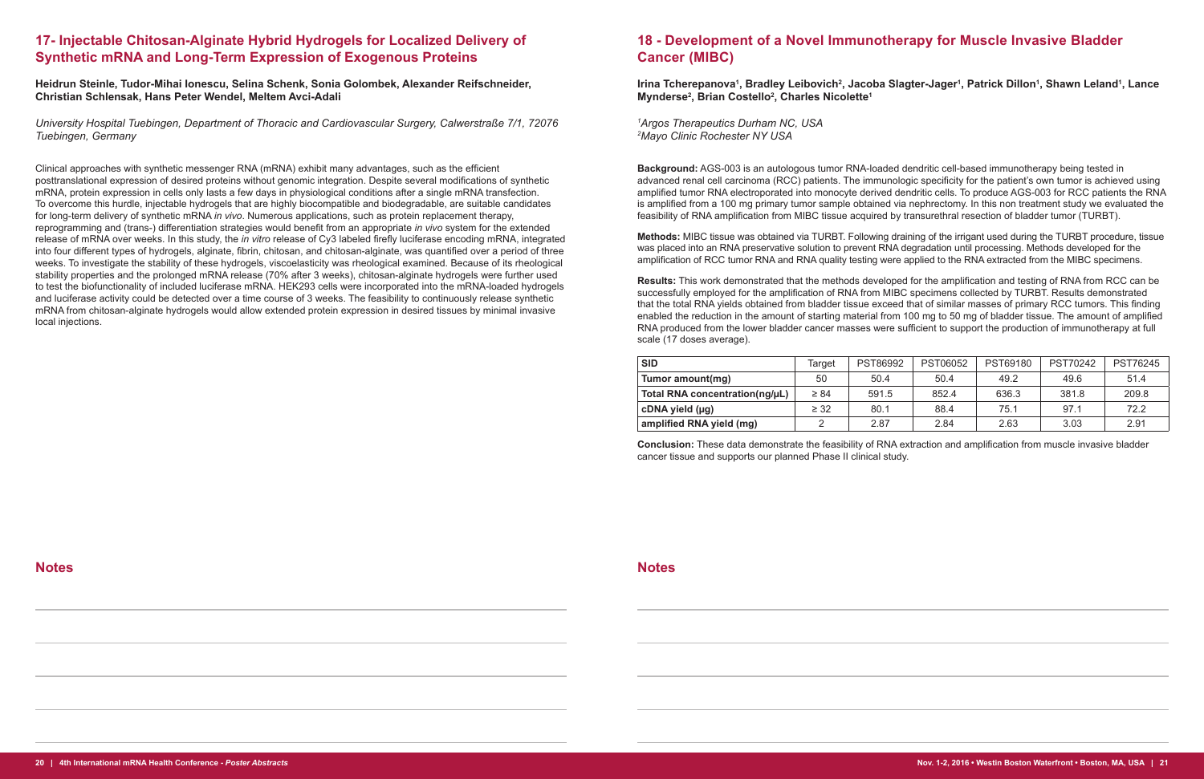## 17- Injectable Chitosan-Alginate Hybrid Hydrogels for Localized Delivery of Synthetic mRNA and Long-Term Expression of Exogenous Proteins

**Heidrun Steinle, Tudor-Mihai Ionescu, Selina Schenk, Sonia Golombek, Alexander Reifschneider, Christian Schlensak, Hans Peter Wendel, Meltem Avci-Adali**

*University Hospital Tuebingen, Department of Thoracic and Cardiovascular Surgery, Calwerstraße 7/1, 72076 Tuebingen, Germany*

Clinical approaches with synthetic messenger RNA (mRNA) exhibit many advantages, such as the efficient posttranslational expression of desired proteins without genomic integration. Despite several modifications of synthetic mRNA, protein expression in cells only lasts a few days in physiological conditions after a single mRNA transfection. To overcome this hurdle, injectable hydrogels that are highly biocompatible and biodegradable, are suitable candidates for long-term delivery of synthetic mRNA *in vivo*. Numerous applications, such as protein replacement therapy, reprogramming and (trans-) differentiation strategies would benefit from an appropriate *in vivo* system for the extended release of mRNA over weeks. In this study, the *in vitro* release of Cy3 labeled firefly luciferase encoding mRNA, integrated into four different types of hydrogels, alginate, fibrin, chitosan, and chitosan-alginate, was quantified over a period of three weeks. To investigate the stability of these hydrogels, viscoelasticity was rheological examined. Because of its rheological stability properties and the prolonged mRNA release (70% after 3 weeks), chitosan-alginate hydrogels were further used to test the biofunctionality of included luciferase mRNA. HEK293 cells were incorporated into the mRNA-loaded hydrogels and luciferase activity could be detected over a time course of 3 weeks. The feasibility to continuously release synthetic mRNA from chitosan-alginate hydrogels would allow extended protein expression in desired tissues by minimal invasive local injections.

### Notes

## 18 - Development of a Novel Immunotherapy for Muscle Invasive Bladder Cancer (MIBC)

**Irina Tcherepanova[1], Bradley Leibovich[2], Jacoba Slagter-Jager[1], Patrick Dillon[1], Shawn Leland[1], Lance Mynderse[2], Brian Costello[2], Charles Nicolette[1]**

*[1]Argos Therapeutics Durham NC, USA*
*[2]Mayo Clinic Rochester NY USA*

**Background:** AGS-003 is an autologous tumor RNA-loaded dendritic cell-based immunotherapy being tested in advanced renal cell carcinoma (RCC) patients. The immunologic specificity for the patient's own tumor is achieved using amplified tumor RNA electroporated into monocyte derived dendritic cells. To produce AGS-003 for RCC patients the RNA is amplified from a 100 mg primary tumor sample obtained via nephrectomy. In this non treatment study we evaluated the feasibility of RNA amplification from MIBC tissue acquired by transurethral resection of bladder tumor (TURBT).

**Methods:** MIBC tissue was obtained via TURBT. Following draining of the irrigant used during the TURBT procedure, tissue was placed into an RNA preservative solution to prevent RNA degradation until processing. Methods developed for the amplification of RCC tumor RNA and RNA quality testing were applied to the RNA extracted from the MIBC specimens.

**Results:** This work demonstrated that the methods developed for the amplification and testing of RNA from RCC can be successfully employed for the amplification of RNA from MIBC specimens collected by TURBT. Results demonstrated that the total RNA yields obtained from bladder tissue exceed that of similar masses of primary RCC tumors. This finding enabled the reduction in the amount of starting material from 100 mg to 50 mg of bladder tissue. The amount of amplified RNA produced from the lower bladder cancer masses were sufficient to support the production of immunotherapy at full scale (17 doses average).

| SID | Target | PST86992 | PST06052 | PST69180 | PST70242 | PST76245 |
|---|---|---|---|---|---|---|
| Tumor amount(mg) | 50 | 50.4 | 50.4 | 49.2 | 49.6 | 51.4 |
| Total RNA concentration(ng/µL) | ≥ 84 | 591.5 | 852.4 | 636.3 | 381.8 | 209.8 |
| cDNA yield (µg) | ≥ 32 | 80.1 | 88.4 | 75.1 | 97.1 | 72.2 |
| amplified RNA yield (mg) | 2 | 2.87 | 2.84 | 2.63 | 3.03 | 2.91 |

**Conclusion:** These data demonstrate the feasibility of RNA extraction and amplification from muscle invasive bladder cancer tissue and supports our planned Phase II clinical study.

### Notes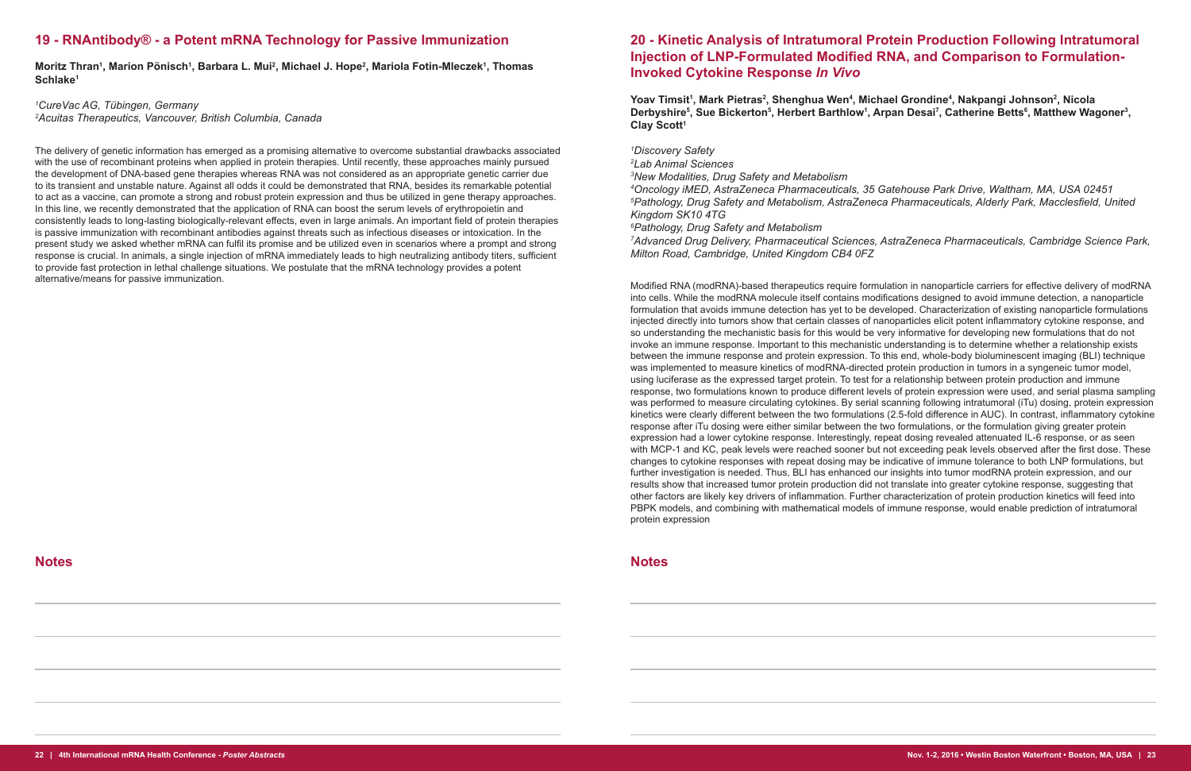## 19 - RNAntibody® - a Potent mRNA Technology for Passive Immunization

**Moritz Thran[1], Marion Pönisch[1], Barbara L. Mui[2], Michael J. Hope[2], Mariola Fotin-Mleczek[1], Thomas Schlake[1]**

*[1]CureVac AG, Tübingen, Germany*
*[2]Acuitas Therapeutics, Vancouver, British Columbia, Canada*

The delivery of genetic information has emerged as a promising alternative to overcome substantial drawbacks associated with the use of recombinant proteins when applied in protein therapies. Until recently, these approaches mainly pursued the development of DNA-based gene therapies whereas RNA was not considered as an appropriate genetic carrier due to its transient and unstable nature. Against all odds it could be demonstrated that RNA, besides its remarkable potential to act as a vaccine, can promote a strong and robust protein expression and thus be utilized in gene therapy approaches. In this line, we recently demonstrated that the application of RNA can boost the serum levels of erythropoietin and consistently leads to long-lasting biologically-relevant effects, even in large animals. An important field of protein therapies is passive immunization with recombinant antibodies against threats such as infectious diseases or intoxication. In the present study we asked whether mRNA can fulfil its promise and be utilized even in scenarios where a prompt and strong response is crucial. In animals, a single injection of mRNA immediately leads to high neutralizing antibody titers, sufficient to provide fast protection in lethal challenge situations. We postulate that the mRNA technology provides a potent alternative/means for passive immunization.

### Notes

## 20 - Kinetic Analysis of Intratumoral Protein Production Following Intratumoral Injection of LNP-Formulated Modified RNA, and Comparison to Formulation-Invoked Cytokine Response *In Vivo*

**Yoav Timsit[1], Mark Pietras[2], Shenghua Wen[4], Michael Grondine[4], Nakpangi Johnson[2], Nicola Derbyshire[5], Sue Bickerton[5], Herbert Barthlow[1], Arpan Desai[7], Catherine Betts[6], Matthew Wagoner[3], Clay Scott[1]**

*[1]Discovery Safety*
*[2]Lab Animal Sciences*
*[3]New Modalities, Drug Safety and Metabolism*
*[4]Oncology iMED, AstraZeneca Pharmaceuticals, 35 Gatehouse Park Drive, Waltham, MA, USA 02451*
*[5]Pathology, Drug Safety and Metabolism, AstraZeneca Pharmaceuticals, Alderly Park, Macclesfield, United Kingdom SK10 4TG*
*[6]Pathology, Drug Safety and Metabolism*
*[7]Advanced Drug Delivery, Pharmaceutical Sciences, AstraZeneca Pharmaceuticals, Cambridge Science Park, Milton Road, Cambridge, United Kingdom CB4 0FZ*

Modified RNA (modRNA)-based therapeutics require formulation in nanoparticle carriers for effective delivery of modRNA into cells. While the modRNA molecule itself contains modifications designed to avoid immune detection, a nanoparticle formulation that avoids immune detection has yet to be developed. Characterization of existing nanoparticle formulations injected directly into tumors show that certain classes of nanoparticles elicit potent inflammatory cytokine response, and so understanding the mechanistic basis for this would be very informative for developing new formulations that do not invoke an immune response. Important to this mechanistic understanding is to determine whether a relationship exists between the immune response and protein expression. To this end, whole-body bioluminescent imaging (BLI) technique was implemented to measure kinetics of modRNA-directed protein production in tumors in a syngeneic tumor model, using luciferase as the expressed target protein. To test for a relationship between protein production and immune response, two formulations known to produce different levels of protein expression were used, and serial plasma sampling was performed to measure circulating cytokines. By serial scanning following intratumoral (iTu) dosing, protein expression kinetics were clearly different between the two formulations (2.5-fold difference in AUC). In contrast, inflammatory cytokine response after iTu dosing were either similar between the two formulations, or the formulation giving greater protein expression had a lower cytokine response. Interestingly, repeat dosing revealed attenuated IL-6 response, or as seen with MCP-1 and KC, peak levels were reached sooner but not exceeding peak levels observed after the first dose. These changes to cytokine responses with repeat dosing may be indicative of immune tolerance to both LNP formulations, but further investigation is needed. Thus, BLI has enhanced our insights into tumor modRNA protein expression, and our results show that increased tumor protein production did not translate into greater cytokine response, suggesting that other factors are likely key drivers of inflammation. Further characterization of protein production kinetics will feed into PBPK models, and combining with mathematical models of immune response, would enable prediction of intratumoral protein expression

### Notes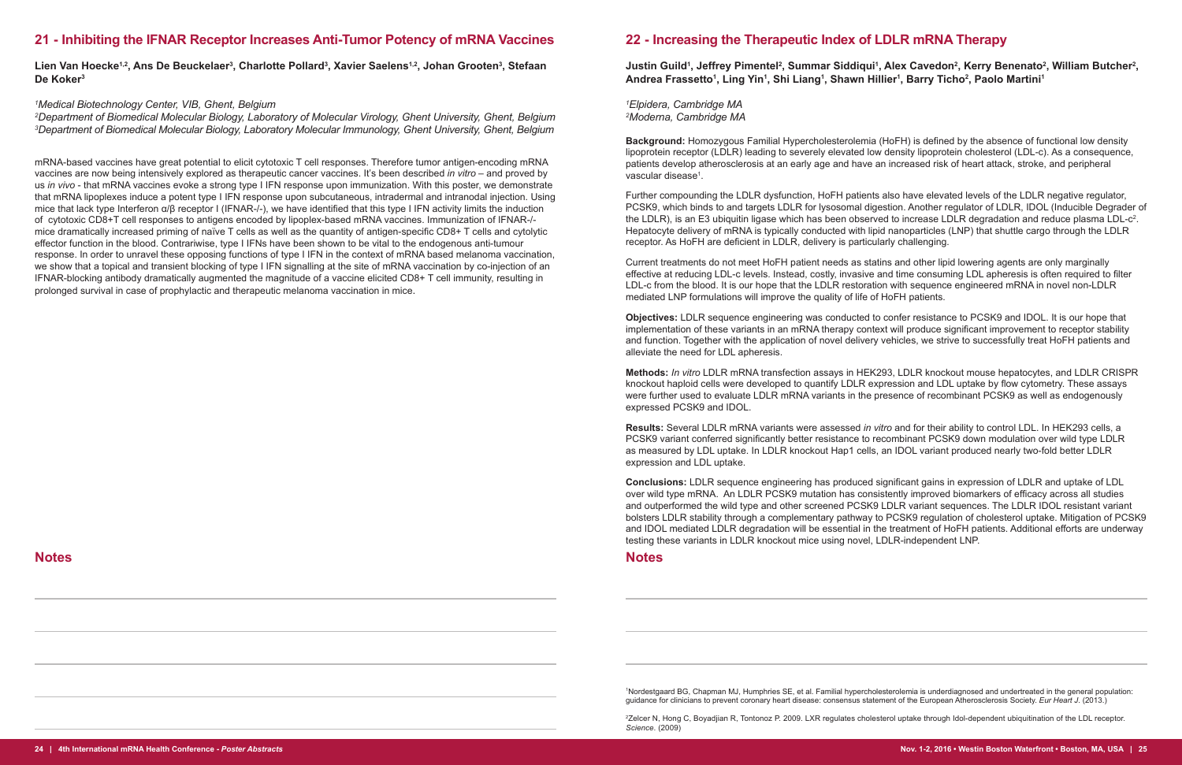## 21 - Inhibiting the IFNAR Receptor Increases Anti-Tumor Potency of mRNA Vaccines

**Lien Van Hoecke[1,2], Ans De Beuckelaer[3], Charlotte Pollard[3], Xavier Saelens[1,2], Johan Grooten[3], Stefaan De Koker[3]**

*[1]Medical Biotechnology Center, VIB, Ghent, Belgium*
*[2]Department of Biomedical Molecular Biology, Laboratory of Molecular Virology, Ghent University, Ghent, Belgium*
*[3]Department of Biomedical Molecular Biology, Laboratory Molecular Immunology, Ghent University, Ghent, Belgium*

mRNA-based vaccines have great potential to elicit cytotoxic T cell responses. Therefore tumor antigen-encoding mRNA vaccines are now being intensively explored as therapeutic cancer vaccines. It's been described *in vitro* – and proved by us *in vivo* - that mRNA vaccines evoke a strong type I IFN response upon immunization. With this poster, we demonstrate that mRNA lipoplexes induce a potent type I IFN response upon subcutaneous, intradermal and intranodal injection. Using mice that lack type Interferon α/β receptor I (IFNAR-/-), we have identified that this type I IFN activity limits the induction of cytotoxic CD8+T cell responses to antigens encoded by lipoplex-based mRNA vaccines. Immunization of IFNAR-/- mice dramatically increased priming of naïve T cells as well as the quantity of antigen-specific CD8+ T cells and cytolytic effector function in the blood. Contrariwise, type I IFNs have been shown to be vital to the endogenous anti-tumour response. In order to unravel these opposing functions of type I IFN in the context of mRNA based melanoma vaccination, we show that a topical and transient blocking of type I IFN signalling at the site of mRNA vaccination by co-injection of an IFNAR-blocking antibody dramatically augmented the magnitude of a vaccine elicited CD8+ T cell immunity, resulting in prolonged survival in case of prophylactic and therapeutic melanoma vaccination in mice.

### Notes

## 22 - Increasing the Therapeutic Index of LDLR mRNA Therapy

**Justin Guild[1], Jeffrey Pimentel[2], Summar Siddiqui[1], Alex Cavedon[2], Kerry Benenato[2], William Butcher[2], Andrea Frassetto[1], Ling Yin[1], Shi Liang[1], Shawn Hillier[1], Barry Ticho[2], Paolo Martini[1]**

*[1]Elpidera, Cambridge MA*
*[2]Moderna, Cambridge MA*

**Background:** Homozygous Familial Hypercholesterolemia (HoFH) is defined by the absence of functional low density lipoprotein receptor (LDLR) leading to severely elevated low density lipoprotein cholesterol (LDL-c). As a consequence, patients develop atherosclerosis at an early age and have an increased risk of heart attack, stroke, and peripheral vascular disease[1].

Further compounding the LDLR dysfunction, HoFH patients also have elevated levels of the LDLR negative regulator, PCSK9, which binds to and targets LDLR for lysosomal digestion. Another regulator of LDLR, IDOL (Inducible Degrader of the LDLR), is an E3 ubiquitin ligase which has been observed to increase LDLR degradation and reduce plasma LDL-c[2]. Hepatocyte delivery of mRNA is typically conducted with lipid nanoparticles (LNP) that shuttle cargo through the LDLR receptor. As HoFH are deficient in LDLR, delivery is particularly challenging.

Current treatments do not meet HoFH patient needs as statins and other lipid lowering agents are only marginally effective at reducing LDL-c levels. Instead, costly, invasive and time consuming LDL apheresis is often required to filter LDL-c from the blood. It is our hope that the LDLR restoration with sequence engineered mRNA in novel non-LDLR mediated LNP formulations will improve the quality of life of HoFH patients.

**Objectives:** LDLR sequence engineering was conducted to confer resistance to PCSK9 and IDOL. It is our hope that implementation of these variants in an mRNA therapy context will produce significant improvement to receptor stability and function. Together with the application of novel delivery vehicles, we strive to successfully treat HoFH patients and alleviate the need for LDL apheresis.

**Methods:** *In vitro* LDLR mRNA transfection assays in HEK293, LDLR knockout mouse hepatocytes, and LDLR CRISPR knockout haploid cells were developed to quantify LDLR expression and LDL uptake by flow cytometry. These assays were further used to evaluate LDLR mRNA variants in the presence of recombinant PCSK9 as well as endogenously expressed PCSK9 and IDOL.

**Results:** Several LDLR mRNA variants were assessed *in vitro* and for their ability to control LDL. In HEK293 cells, a PCSK9 variant conferred significantly better resistance to recombinant PCSK9 down modulation over wild type LDLR as measured by LDL uptake. In LDLR knockout Hap1 cells, an IDOL variant produced nearly two-fold better LDLR expression and LDL uptake.

**Conclusions:** LDLR sequence engineering has produced significant gains in expression of LDLR and uptake of LDL over wild type mRNA. An LDLR PCSK9 mutation has consistently improved biomarkers of efficacy across all studies and outperformed the wild type and other screened PCSK9 LDLR variant sequences. The LDLR IDOL resistant variant bolsters LDLR stability through a complementary pathway to PCSK9 regulation of cholesterol uptake. Mitigation of PCSK9 and IDOL mediated LDLR degradation will be essential in the treatment of HoFH patients. Additional efforts are underway testing these variants in LDLR knockout mice using novel, LDLR-independent LNP.

### Notes

[1]Nordestgaard BG, Chapman MJ, Humphries SE, et al. Familial hypercholesterolemia is underdiagnosed and undertreated in the general population: guidance for clinicians to prevent coronary heart disease: consensus statement of the European Atherosclerosis Society. *Eur Heart J*. (2013.)

[2]Zelcer N, Hong C, Boyadjian R, Tontonoz P. 2009. LXR regulates cholesterol uptake through Idol-dependent ubiquitination of the LDL receptor. *Science*. (2009)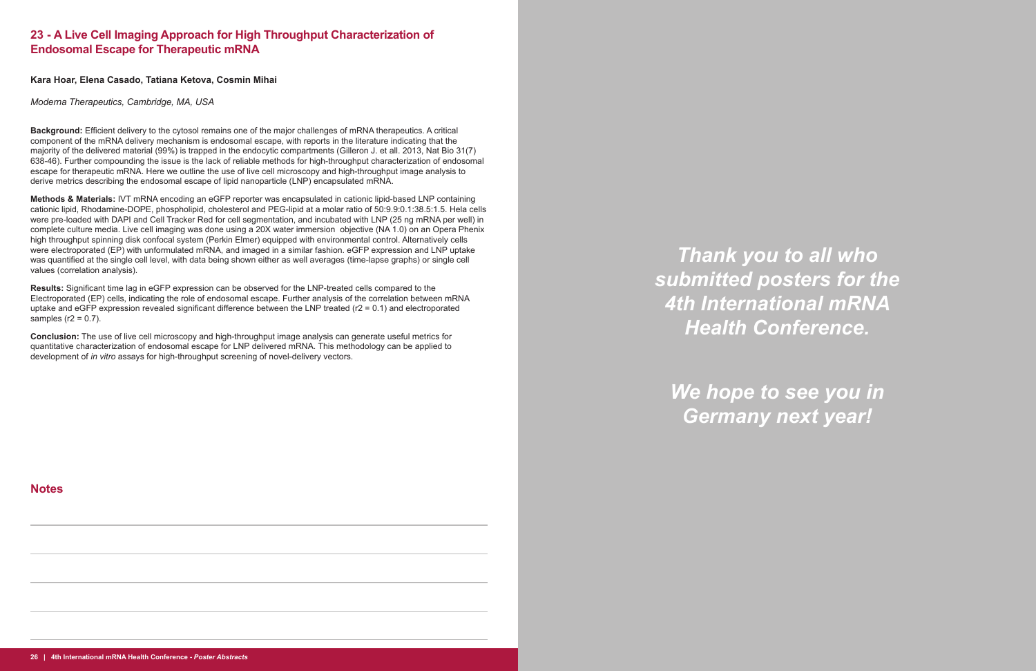## 23 - A Live Cell Imaging Approach for High Throughput Characterization of Endosomal Escape for Therapeutic mRNA

**Kara Hoar, Elena Casado, Tatiana Ketova, Cosmin Mihai**

*Moderna Therapeutics, Cambridge, MA, USA*

**Background:** Efficient delivery to the cytosol remains one of the major challenges of mRNA therapeutics. A critical component of the mRNA delivery mechanism is endosomal escape, with reports in the literature indicating that the majority of the delivered material (99%) is trapped in the endocytic compartments (Gilleron J. et all. 2013, Nat Bio 31(7) 638-46). Further compounding the issue is the lack of reliable methods for high-throughput characterization of endosomal escape for therapeutic mRNA. Here we outline the use of live cell microscopy and high-throughput image analysis to derive metrics describing the endosomal escape of lipid nanoparticle (LNP) encapsulated mRNA.

**Methods & Materials:** IVT mRNA encoding an eGFP reporter was encapsulated in cationic lipid-based LNP containing cationic lipid, Rhodamine-DOPE, phospholipid, cholesterol and PEG-lipid at a molar ratio of 50:9.9:0.1:38.5:1.5. Hela cells were pre-loaded with DAPI and Cell Tracker Red for cell segmentation, and incubated with LNP (25 ng mRNA per well) in complete culture media. Live cell imaging was done using a 20X water immersion objective (NA 1.0) on an Opera Phenix high throughput spinning disk confocal system (Perkin Elmer) equipped with environmental control. Alternatively cells were electroporated (EP) with unformulated mRNA, and imaged in a similar fashion. eGFP expression and LNP uptake was quantified at the single cell level, with data being shown either as well averages (time-lapse graphs) or single cell values (correlation analysis).

**Results:** Significant time lag in eGFP expression can be observed for the LNP-treated cells compared to the Electroporated (EP) cells, indicating the role of endosomal escape. Further analysis of the correlation between mRNA uptake and eGFP expression revealed significant difference between the LNP treated ($r2 = 0.1$) and electroporated samples ($r2 = 0.7$).

**Conclusion:** The use of live cell microscopy and high-throughput image analysis can generate useful metrics for quantitative characterization of endosomal escape for LNP delivered mRNA. This methodology can be applied to development of *in vitro* assays for high-throughput screening of novel-delivery vectors.

## Notes

***Thank you to all who submitted posters for the 4th International mRNA Health Conference.***

***We hope to see you in Germany next year!***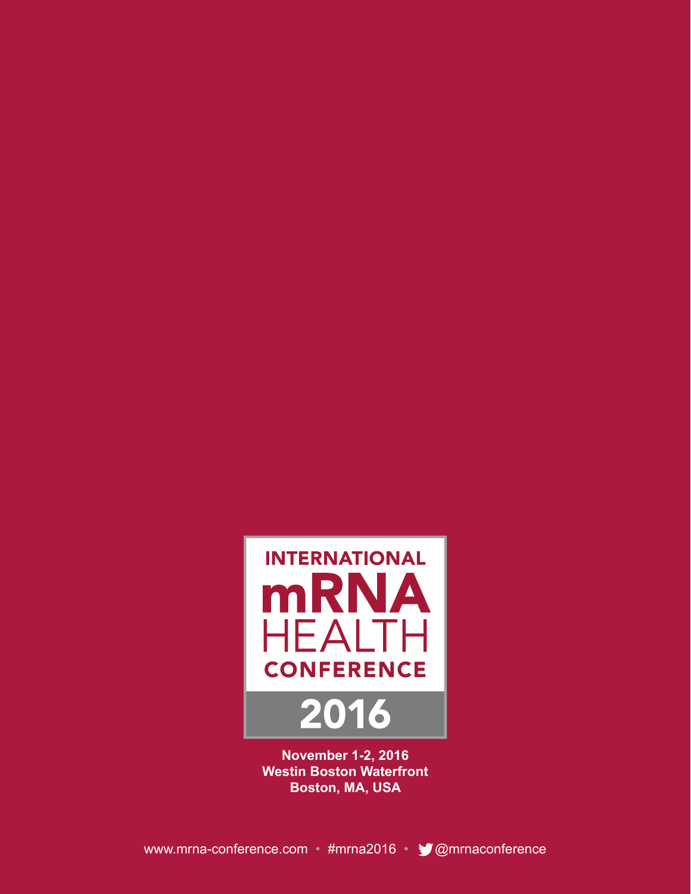INTERNATIONAL

mRNA

HEALTH

CONFERENCE

2016

**November 1-2, 2016**
**Westin Boston Waterfront**
**Boston, MA, USA**

www.mrna-conference.com • #mrna2016 • @mrnaconference